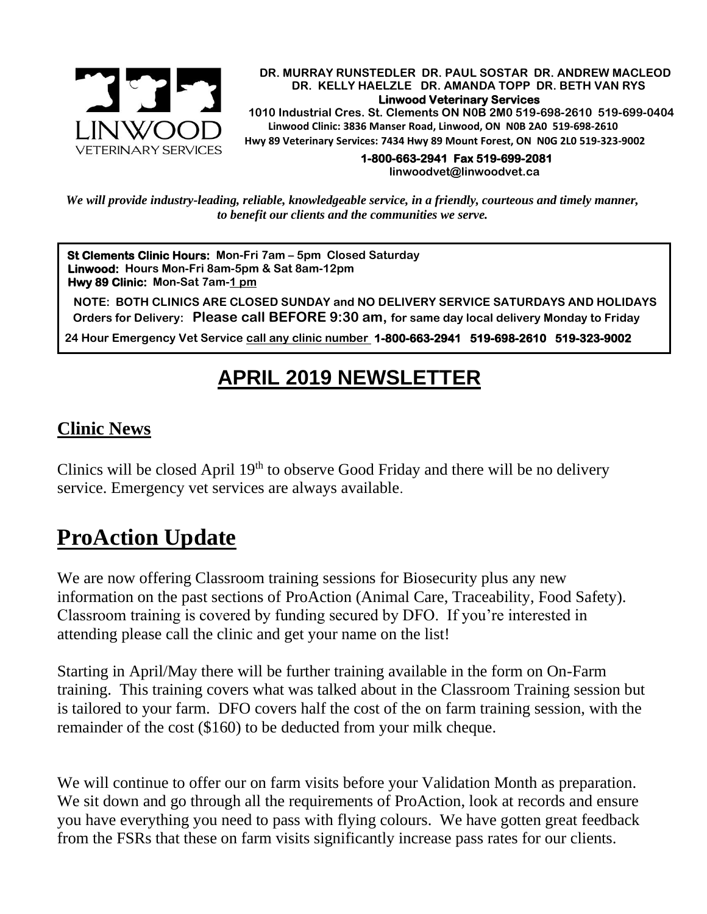**DR. MURRAY RUNSTEDLER DR. PAUL SOSTAR DR. ANDREW MACLEOD**
**DR. KELLY HAELZLE DR. AMANDA TOPP DR. BETH VAN RYS**
**Linwood Veterinary Services**
**1010 Industrial Cres. St. Clements ON N0B 2M0 519-698-2610 519-699-0404**
**Linwood Clinic: 3836 Manser Road, Linwood, ON N0B 2A0 519-698-2610**
**Hwy 89 Veterinary Services: 7434 Hwy 89 Mount Forest, ON N0G 2L0 519-323-9002**
**1-800-663-2941 Fax 519-699-2081**
linwoodvet@linwoodvet.ca

***We will provide industry-leading, reliable, knowledgeable service, in a friendly, courteous and timely manner, to benefit our clients and the communities we serve.***

**St Clements Clinic Hours: Mon-Fri 7am – 5pm Closed Saturday**
**Linwood: Hours Mon-Fri 8am-5pm & Sat 8am-12pm**
**Hwy 89 Clinic: Mon-Sat 7am-1 pm**

**NOTE: BOTH CLINICS ARE CLOSED SUNDAY and NO DELIVERY SERVICE SATURDAYS AND HOLIDAYS**
**Orders for Delivery: Please call BEFORE 9:30 am, for same day local delivery Monday to Friday**

**24 Hour Emergency Vet Service call any clinic number 1-800-663-2941 519-698-2610 519-323-9002**

# APRIL 2019 NEWSLETTER

## Clinic News

Clinics will be closed April 19th to observe Good Friday and there will be no delivery service. Emergency vet services are always available.

# ProAction Update

We are now offering Classroom training sessions for Biosecurity plus any new information on the past sections of ProAction (Animal Care, Traceability, Food Safety). Classroom training is covered by funding secured by DFO. If you're interested in attending please call the clinic and get your name on the list!

Starting in April/May there will be further training available in the form on On-Farm training. This training covers what was talked about in the Classroom Training session but is tailored to your farm. DFO covers half the cost of the on farm training session, with the remainder of the cost ($160) to be deducted from your milk cheque.

We will continue to offer our on farm visits before your Validation Month as preparation. We sit down and go through all the requirements of ProAction, look at records and ensure you have everything you need to pass with flying colours. We have gotten great feedback from the FSRs that these on farm visits significantly increase pass rates for our clients.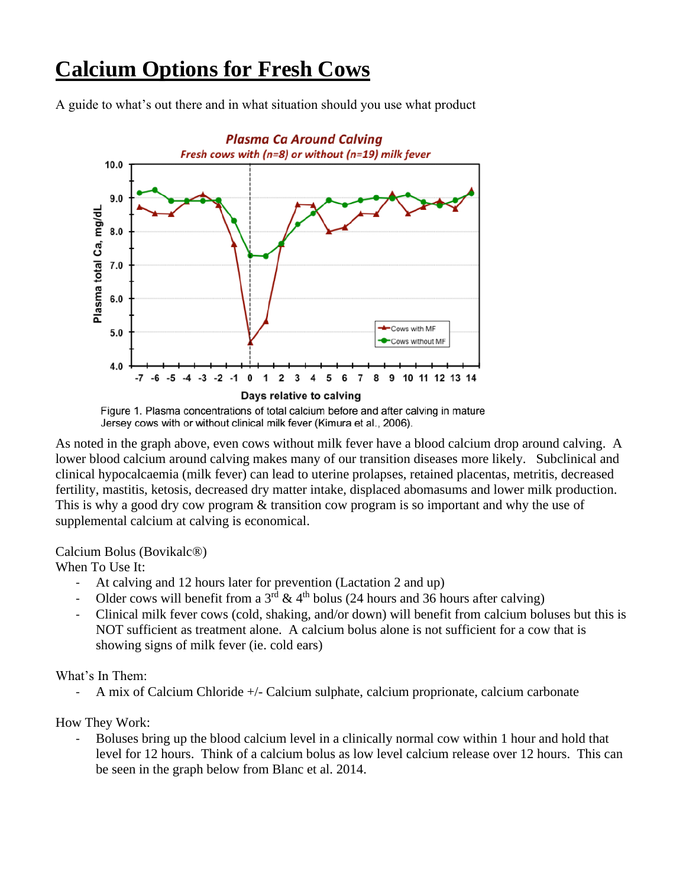# Calcium Options for Fresh Cows

A guide to what's out there and in what situation should you use what product

Figure 1. Plasma concentrations of total calcium before and after calving in mature Jersey cows with or without clinical milk fever (Kimura et al., 2006).

As noted in the graph above, even cows without milk fever have a blood calcium drop around calving. A lower blood calcium around calving makes many of our transition diseases more likely. Subclinical and clinical hypocalcaemia (milk fever) can lead to uterine prolapses, retained placentas, metritis, decreased fertility, mastitis, ketosis, decreased dry matter intake, displaced abomasums and lower milk production. This is why a good dry cow program & transition cow program is so important and why the use of supplemental calcium at calving is economical.

Calcium Bolus (Bovikalc®)

When To Use It:

- At calving and 12 hours later for prevention (Lactation 2 and up)
- Older cows will benefit from a 3rd & 4th bolus (24 hours and 36 hours after calving)
- Clinical milk fever cows (cold, shaking, and/or down) will benefit from calcium boluses but this is NOT sufficient as treatment alone. A calcium bolus alone is not sufficient for a cow that is showing signs of milk fever (ie. cold ears)

What's In Them:

- A mix of Calcium Chloride +/- Calcium sulphate, calcium proprionate, calcium carbonate

How They Work:

- Boluses bring up the blood calcium level in a clinically normal cow within 1 hour and hold that level for 12 hours. Think of a calcium bolus as low level calcium release over 12 hours. This can be seen in the graph below from Blanc et al. 2014.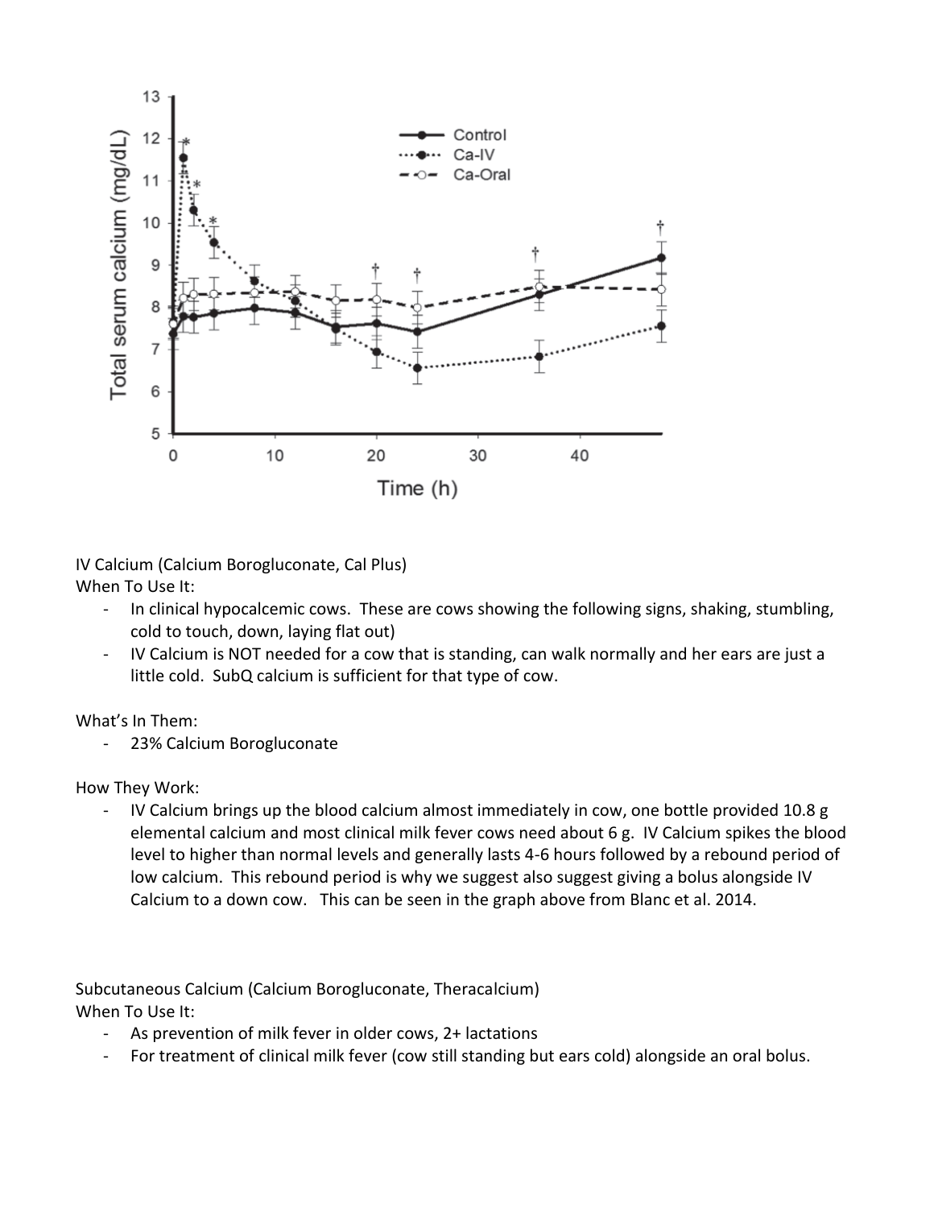IV Calcium (Calcium Borogluconate, Cal Plus)

When To Use It:

- In clinical hypocalcemic cows. These are cows showing the following signs, shaking, stumbling, cold to touch, down, laying flat out)
- IV Calcium is NOT needed for a cow that is standing, can walk normally and her ears are just a little cold. SubQ calcium is sufficient for that type of cow.

What's In Them:

- 23% Calcium Borogluconate

How They Work:

- IV Calcium brings up the blood calcium almost immediately in cow, one bottle provided 10.8 g elemental calcium and most clinical milk fever cows need about 6 g. IV Calcium spikes the blood level to higher than normal levels and generally lasts 4-6 hours followed by a rebound period of low calcium. This rebound period is why we suggest also suggest giving a bolus alongside IV Calcium to a down cow. This can be seen in the graph above from Blanc et al. 2014.

Subcutaneous Calcium (Calcium Borogluconate, Theracalcium)

When To Use It:

- As prevention of milk fever in older cows, 2+ lactations
- For treatment of clinical milk fever (cow still standing but ears cold) alongside an oral bolus.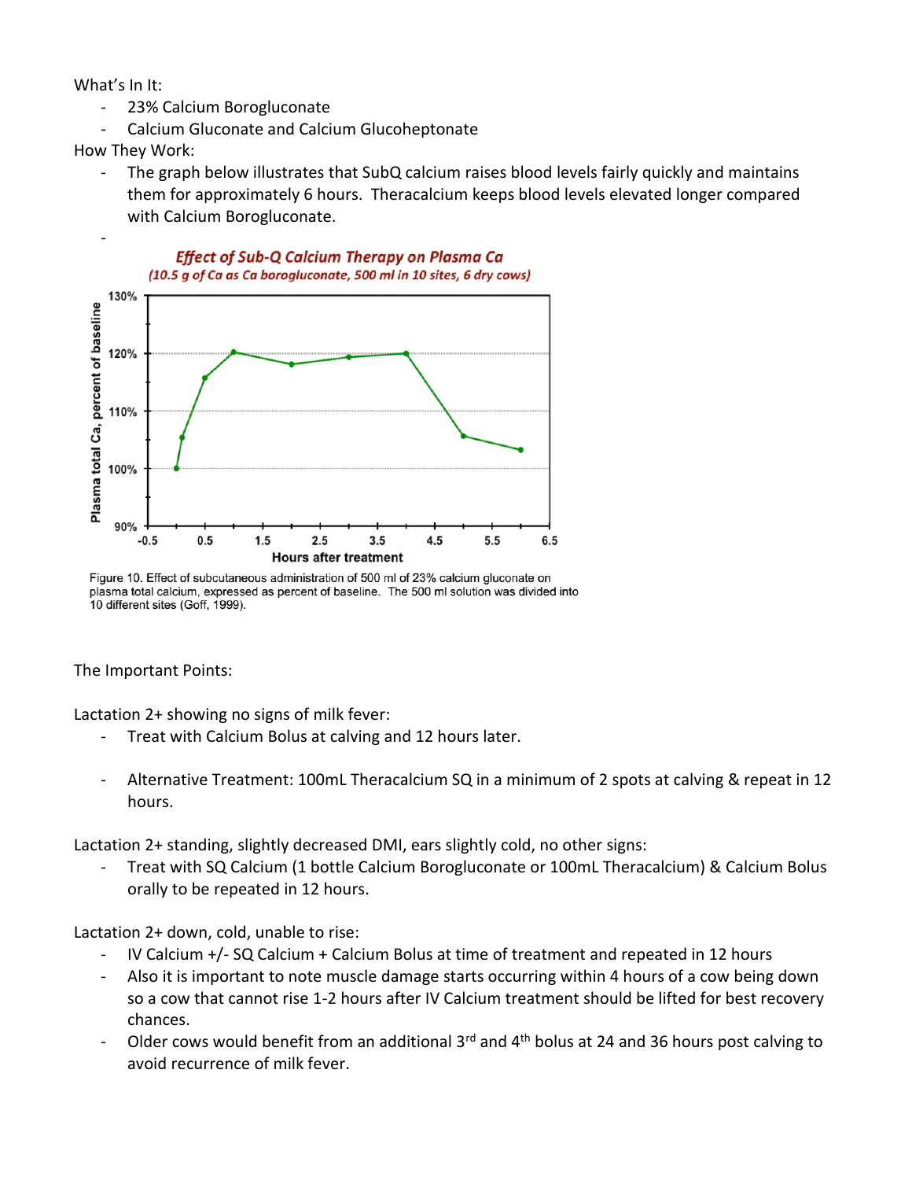What's In It:

- 23% Calcium Borogluconate
- Calcium Gluconate and Calcium Glucoheptonate

How They Work:

- The graph below illustrates that SubQ calcium raises blood levels fairly quickly and maintains them for approximately 6 hours. Theracalcium keeps blood levels elevated longer compared with Calcium Borogluconate.
-

Effect of Sub-Q Calcium Therapy on Plasma Ca

(10.5 g of Ca as Ca borogluconate, 500 ml in 10 sites, 6 dry cows)

Plasma total Ca, percent of baseline

130%
120%
110%
100%
90%

-0.5
0.5
1.5
2.5
3.5
4.5
5.5
6.5

Hours after treatment

Figure 10. Effect of subcutaneous administration of 500 ml of 23% calcium gluconate on plasma total calcium, expressed as percent of baseline. The 500 ml solution was divided into 10 different sites (Goff, 1999).

The Important Points:

Lactation 2+ showing no signs of milk fever:

- Treat with Calcium Bolus at calving and 12 hours later.
- Alternative Treatment: 100mL Theracalcium SQ in a minimum of 2 spots at calving & repeat in 12 hours.

Lactation 2+ standing, slightly decreased DMI, ears slightly cold, no other signs:

- Treat with SQ Calcium (1 bottle Calcium Borogluconate or 100mL Theracalcium) & Calcium Bolus orally to be repeated in 12 hours.

Lactation 2+ down, cold, unable to rise:

- IV Calcium +/- SQ Calcium + Calcium Bolus at time of treatment and repeated in 12 hours
- Also it is important to note muscle damage starts occurring within 4 hours of a cow being down so a cow that cannot rise 1-2 hours after IV Calcium treatment should be lifted for best recovery chances.
- Older cows would benefit from an additional 3rd and 4th bolus at 24 and 36 hours post calving to avoid recurrence of milk fever.